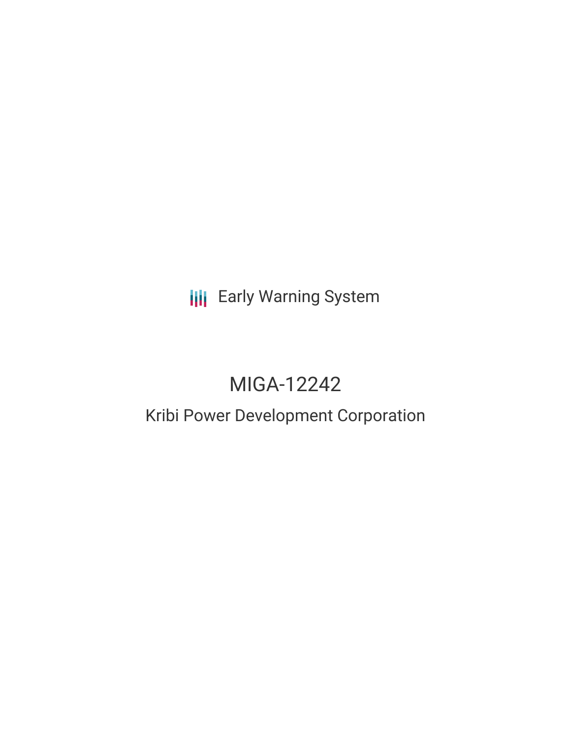Early Warning System

# MIGA-12242

## Kribi Power Development Corporation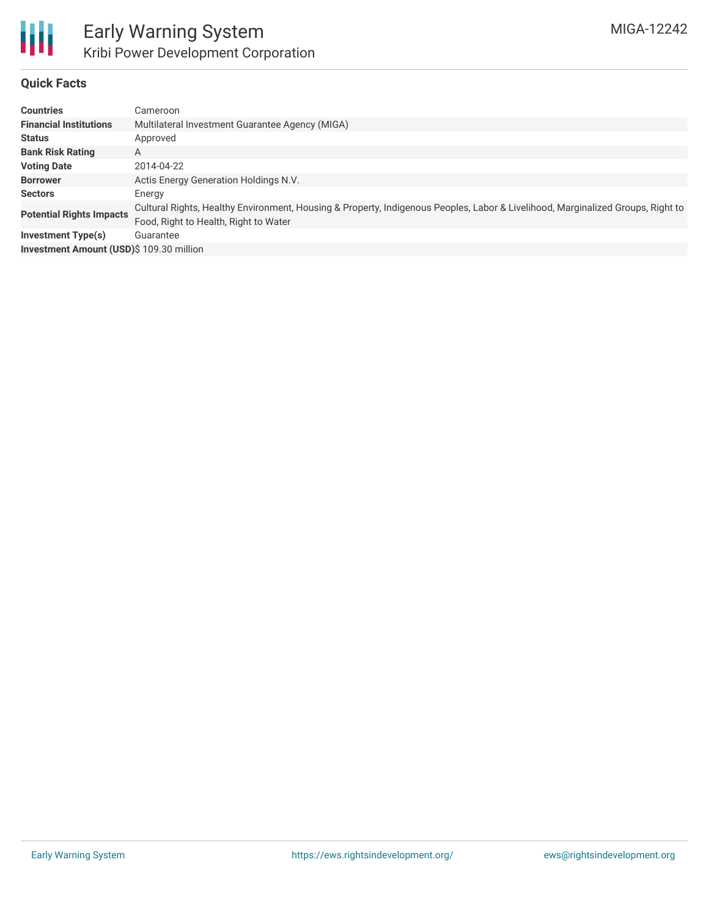# Early Warning System

## Kribi Power Development Corporation

MIGA-12242

### Quick Facts

| | |
|---|---|
| **Countries** | Cameroon |
| **Financial Institutions** | Multilateral Investment Guarantee Agency (MIGA) |
| **Status** | Approved |
| **Bank Risk Rating** | A |
| **Voting Date** | 2014-04-22 |
| **Borrower** | Actis Energy Generation Holdings N.V. |
| **Sectors** | Energy |
| **Potential Rights Impacts** | Cultural Rights, Healthy Environment, Housing & Property, Indigenous Peoples, Labor & Livelihood, Marginalized Groups, Right to Food, Right to Health, Right to Water |
| **Investment Type(s)** | Guarantee |
| **Investment Amount (USD)** | $ 109.30 million |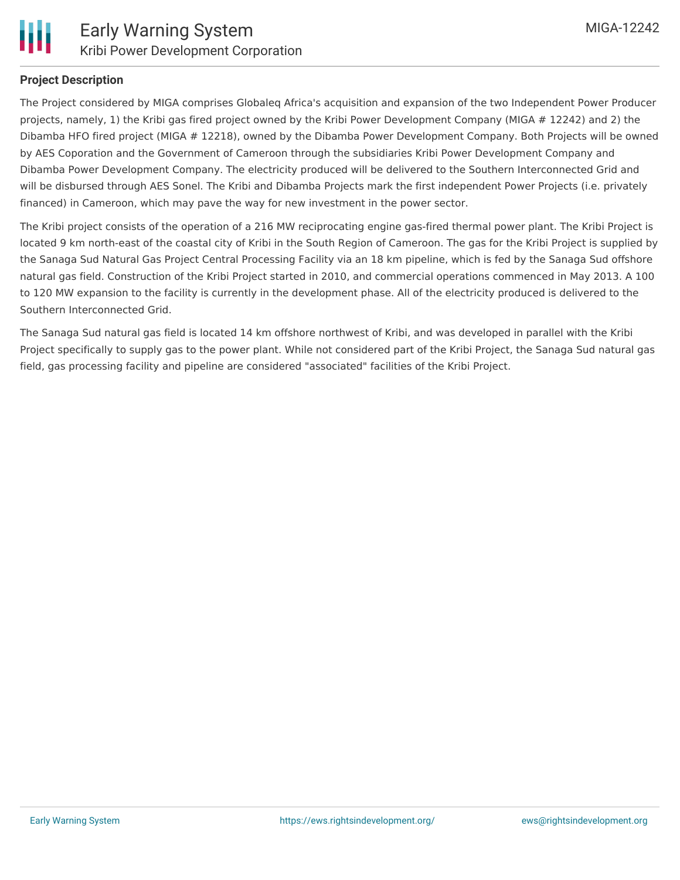## Project Description

The Project considered by MIGA comprises Globaleq Africa's acquisition and expansion of the two Independent Power Producer projects, namely, 1) the Kribi gas fired project owned by the Kribi Power Development Company (MIGA # 12242) and 2) the Dibamba HFO fired project (MIGA # 12218), owned by the Dibamba Power Development Company. Both Projects will be owned by AES Coporation and the Government of Cameroon through the subsidiaries Kribi Power Development Company and Dibamba Power Development Company. The electricity produced will be delivered to the Southern Interconnected Grid and will be disbursed through AES Sonel. The Kribi and Dibamba Projects mark the first independent Power Projects (i.e. privately financed) in Cameroon, which may pave the way for new investment in the power sector.

The Kribi project consists of the operation of a 216 MW reciprocating engine gas-fired thermal power plant. The Kribi Project is located 9 km north-east of the coastal city of Kribi in the South Region of Cameroon. The gas for the Kribi Project is supplied by the Sanaga Sud Natural Gas Project Central Processing Facility via an 18 km pipeline, which is fed by the Sanaga Sud offshore natural gas field. Construction of the Kribi Project started in 2010, and commercial operations commenced in May 2013. A 100 to 120 MW expansion to the facility is currently in the development phase. All of the electricity produced is delivered to the Southern Interconnected Grid.

The Sanaga Sud natural gas field is located 14 km offshore northwest of Kribi, and was developed in parallel with the Kribi Project specifically to supply gas to the power plant. While not considered part of the Kribi Project, the Sanaga Sud natural gas field, gas processing facility and pipeline are considered "associated" facilities of the Kribi Project.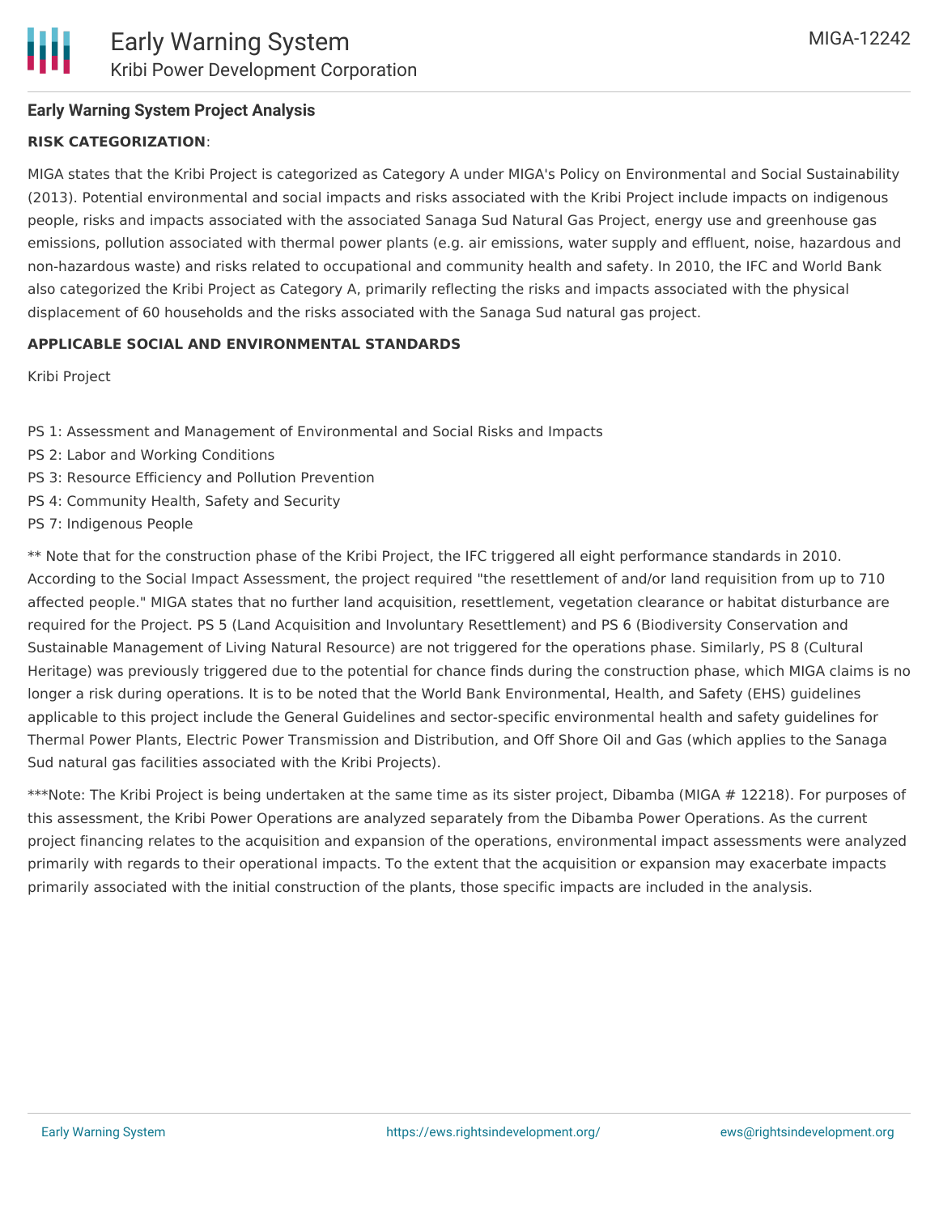**Early Warning System Project Analysis**

**RISK CATEGORIZATION**:

MIGA states that the Kribi Project is categorized as Category A under MIGA's Policy on Environmental and Social Sustainability (2013). Potential environmental and social impacts and risks associated with the Kribi Project include impacts on indigenous people, risks and impacts associated with the associated Sanaga Sud Natural Gas Project, energy use and greenhouse gas emissions, pollution associated with thermal power plants (e.g. air emissions, water supply and effluent, noise, hazardous and non-hazardous waste) and risks related to occupational and community health and safety. In 2010, the IFC and World Bank also categorized the Kribi Project as Category A, primarily reflecting the risks and impacts associated with the physical displacement of 60 households and the risks associated with the Sanaga Sud natural gas project.

**APPLICABLE SOCIAL AND ENVIRONMENTAL STANDARDS**

Kribi Project

PS 1: Assessment and Management of Environmental and Social Risks and Impacts
PS 2: Labor and Working Conditions
PS 3: Resource Efficiency and Pollution Prevention
PS 4: Community Health, Safety and Security
PS 7: Indigenous People

** Note that for the construction phase of the Kribi Project, the IFC triggered all eight performance standards in 2010. According to the Social Impact Assessment, the project required "the resettlement of and/or land requisition from up to 710 affected people." MIGA states that no further land acquisition, resettlement, vegetation clearance or habitat disturbance are required for the Project. PS 5 (Land Acquisition and Involuntary Resettlement) and PS 6 (Biodiversity Conservation and Sustainable Management of Living Natural Resource) are not triggered for the operations phase. Similarly, PS 8 (Cultural Heritage) was previously triggered due to the potential for chance finds during the construction phase, which MIGA claims is no longer a risk during operations. It is to be noted that the World Bank Environmental, Health, and Safety (EHS) guidelines applicable to this project include the General Guidelines and sector-specific environmental health and safety guidelines for Thermal Power Plants, Electric Power Transmission and Distribution, and Off Shore Oil and Gas (which applies to the Sanaga Sud natural gas facilities associated with the Kribi Projects).

***Note: The Kribi Project is being undertaken at the same time as its sister project, Dibamba (MIGA # 12218). For purposes of this assessment, the Kribi Power Operations are analyzed separately from the Dibamba Power Operations. As the current project financing relates to the acquisition and expansion of the operations, environmental impact assessments were analyzed primarily with regards to their operational impacts. To the extent that the acquisition or expansion may exacerbate impacts primarily associated with the initial construction of the plants, those specific impacts are included in the analysis.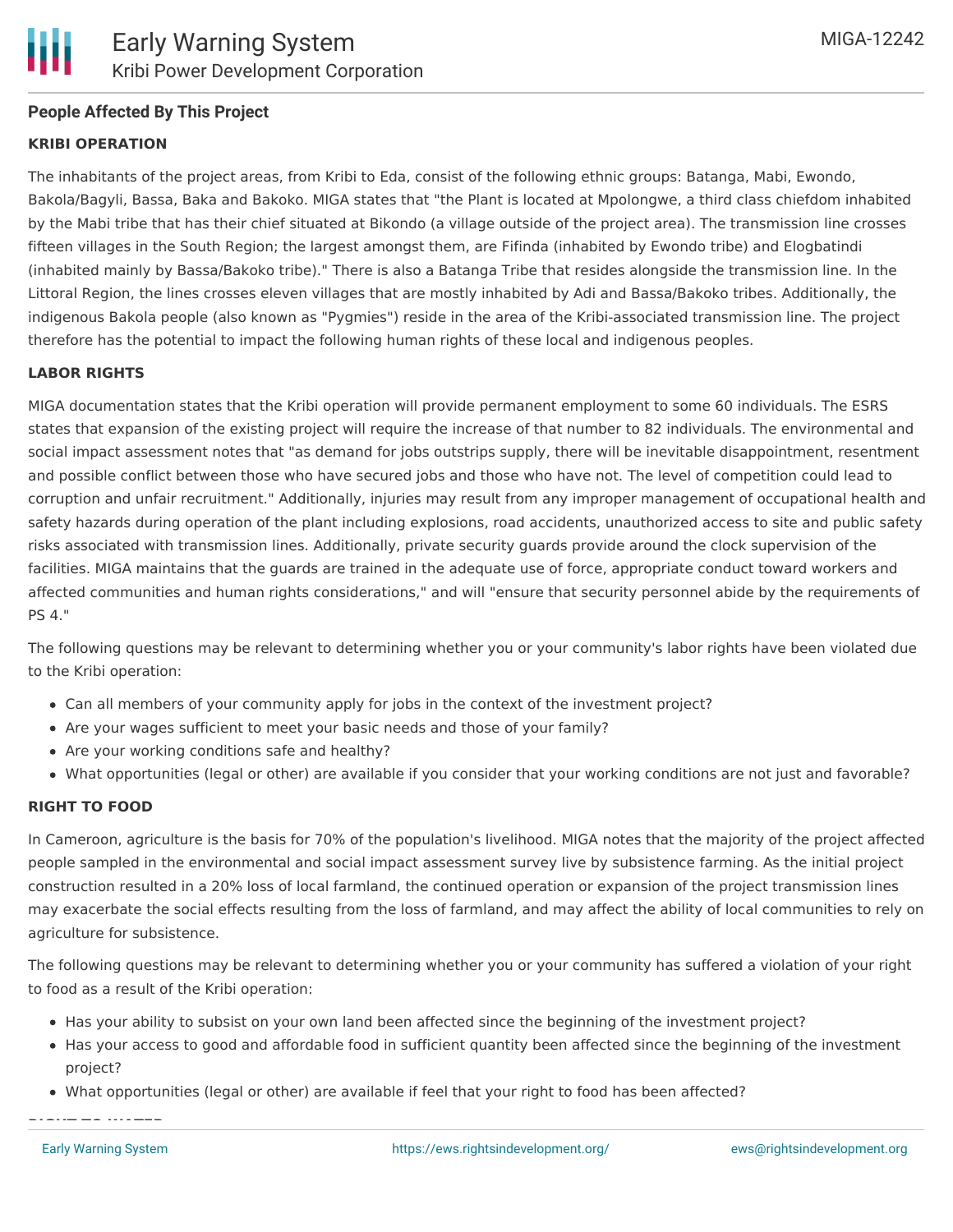### People Affected By This Project

#### KRIBI OPERATION

The inhabitants of the project areas, from Kribi to Eda, consist of the following ethnic groups: Batanga, Mabi, Ewondo, Bakola/Bagyli, Bassa, Baka and Bakoko. MIGA states that "the Plant is located at Mpolongwe, a third class chiefdom inhabited by the Mabi tribe that has their chief situated at Bikondo (a village outside of the project area). The transmission line crosses fifteen villages in the South Region; the largest amongst them, are Fifinda (inhabited by Ewondo tribe) and Elogbatindi (inhabited mainly by Bassa/Bakoko tribe)." There is also a Batanga Tribe that resides alongside the transmission line. In the Littoral Region, the lines crosses eleven villages that are mostly inhabited by Adi and Bassa/Bakoko tribes. Additionally, the indigenous Bakola people (also known as "Pygmies") reside in the area of the Kribi-associated transmission line. The project therefore has the potential to impact the following human rights of these local and indigenous peoples.

#### LABOR RIGHTS

MIGA documentation states that the Kribi operation will provide permanent employment to some 60 individuals. The ESRS states that expansion of the existing project will require the increase of that number to 82 individuals. The environmental and social impact assessment notes that "as demand for jobs outstrips supply, there will be inevitable disappointment, resentment and possible conflict between those who have secured jobs and those who have not. The level of competition could lead to corruption and unfair recruitment." Additionally, injuries may result from any improper management of occupational health and safety hazards during operation of the plant including explosions, road accidents, unauthorized access to site and public safety risks associated with transmission lines. Additionally, private security guards provide around the clock supervision of the facilities. MIGA maintains that the guards are trained in the adequate use of force, appropriate conduct toward workers and affected communities and human rights considerations," and will "ensure that security personnel abide by the requirements of PS 4."

The following questions may be relevant to determining whether you or your community's labor rights have been violated due to the Kribi operation:

- Can all members of your community apply for jobs in the context of the investment project?
- Are your wages sufficient to meet your basic needs and those of your family?
- Are your working conditions safe and healthy?
- What opportunities (legal or other) are available if you consider that your working conditions are not just and favorable?

#### RIGHT TO FOOD

In Cameroon, agriculture is the basis for 70% of the population's livelihood. MIGA notes that the majority of the project affected people sampled in the environmental and social impact assessment survey live by subsistence farming. As the initial project construction resulted in a 20% loss of local farmland, the continued operation or expansion of the project transmission lines may exacerbate the social effects resulting from the loss of farmland, and may affect the ability of local communities to rely on agriculture for subsistence.

The following questions may be relevant to determining whether you or your community has suffered a violation of your right to food as a result of the Kribi operation:

- Has your ability to subsist on your own land been affected since the beginning of the investment project?
- Has your access to good and affordable food in sufficient quantity been affected since the beginning of the investment project?
- What opportunities (legal or other) are available if feel that your right to food has been affected?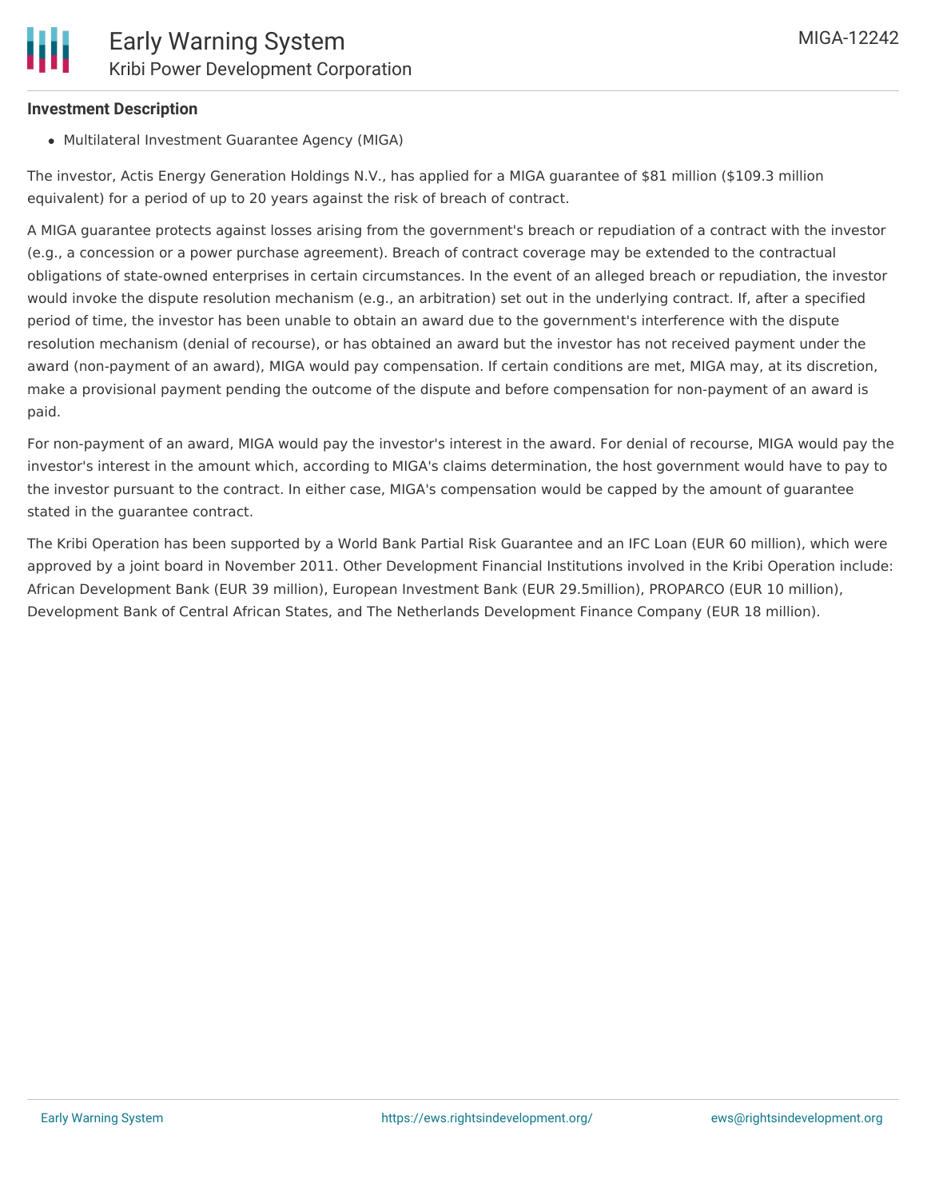### Investment Description

- Multilateral Investment Guarantee Agency (MIGA)

The investor, Actis Energy Generation Holdings N.V., has applied for a MIGA guarantee of $81 million ($109.3 million equivalent) for a period of up to 20 years against the risk of breach of contract.

A MIGA guarantee protects against losses arising from the government's breach or repudiation of a contract with the investor (e.g., a concession or a power purchase agreement). Breach of contract coverage may be extended to the contractual obligations of state-owned enterprises in certain circumstances. In the event of an alleged breach or repudiation, the investor would invoke the dispute resolution mechanism (e.g., an arbitration) set out in the underlying contract. If, after a specified period of time, the investor has been unable to obtain an award due to the government's interference with the dispute resolution mechanism (denial of recourse), or has obtained an award but the investor has not received payment under the award (non-payment of an award), MIGA would pay compensation. If certain conditions are met, MIGA may, at its discretion, make a provisional payment pending the outcome of the dispute and before compensation for non-payment of an award is paid.

For non-payment of an award, MIGA would pay the investor's interest in the award. For denial of recourse, MIGA would pay the investor's interest in the amount which, according to MIGA's claims determination, the host government would have to pay to the investor pursuant to the contract. In either case, MIGA's compensation would be capped by the amount of guarantee stated in the guarantee contract.

The Kribi Operation has been supported by a World Bank Partial Risk Guarantee and an IFC Loan (EUR 60 million), which were approved by a joint board in November 2011. Other Development Financial Institutions involved in the Kribi Operation include: African Development Bank (EUR 39 million), European Investment Bank (EUR 29.5million), PROPARCO (EUR 10 million), Development Bank of Central African States, and The Netherlands Development Finance Company (EUR 18 million).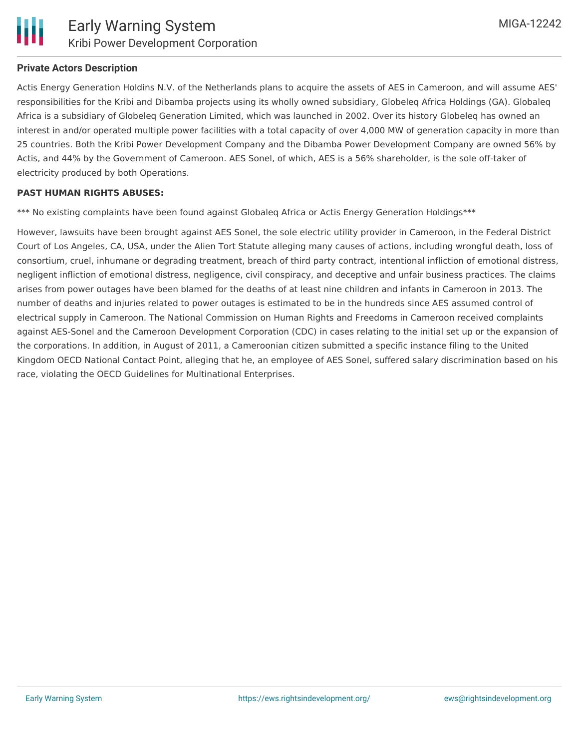**Private Actors Description**

Actis Energy Generation Holdins N.V. of the Netherlands plans to acquire the assets of AES in Cameroon, and will assume AES' responsibilities for the Kribi and Dibamba projects using its wholly owned subsidiary, Globeleq Africa Holdings (GA). Globaleq Africa is a subsidiary of Globeleq Generation Limited, which was launched in 2002. Over its history Globeleq has owned an interest in and/or operated multiple power facilities with a total capacity of over 4,000 MW of generation capacity in more than 25 countries. Both the Kribi Power Development Company and the Dibamba Power Development Company are owned 56% by Actis, and 44% by the Government of Cameroon. AES Sonel, of which, AES is a 56% shareholder, is the sole off-taker of electricity produced by both Operations.

**PAST HUMAN RIGHTS ABUSES:**

*** No existing complaints have been found against Globaleq Africa or Actis Energy Generation Holdings***

However, lawsuits have been brought against AES Sonel, the sole electric utility provider in Cameroon, in the Federal District Court of Los Angeles, CA, USA, under the Alien Tort Statute alleging many causes of actions, including wrongful death, loss of consortium, cruel, inhumane or degrading treatment, breach of third party contract, intentional infliction of emotional distress, negligent infliction of emotional distress, negligence, civil conspiracy, and deceptive and unfair business practices. The claims arises from power outages have been blamed for the deaths of at least nine children and infants in Cameroon in 2013. The number of deaths and injuries related to power outages is estimated to be in the hundreds since AES assumed control of electrical supply in Cameroon. The National Commission on Human Rights and Freedoms in Cameroon received complaints against AES-Sonel and the Cameroon Development Corporation (CDC) in cases relating to the initial set up or the expansion of the corporations. In addition, in August of 2011, a Cameroonian citizen submitted a specific instance filing to the United Kingdom OECD National Contact Point, alleging that he, an employee of AES Sonel, suffered salary discrimination based on his race, violating the OECD Guidelines for Multinational Enterprises.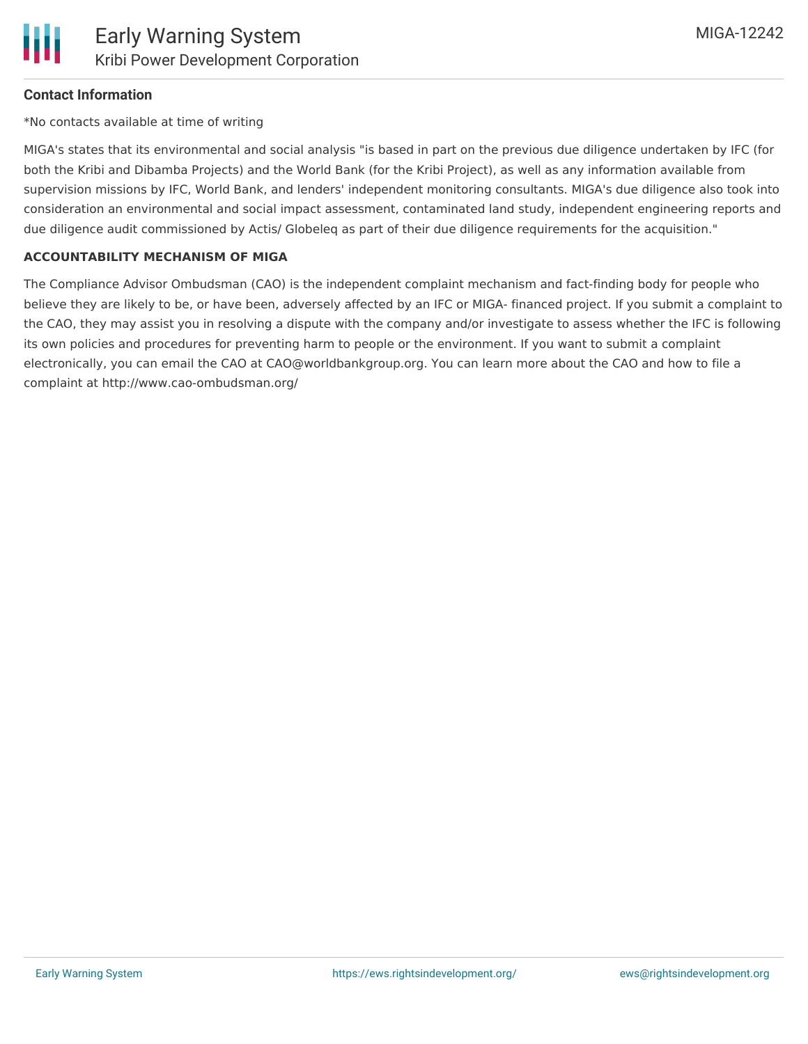**Contact Information**

*No contacts available at time of writing

MIGA's states that its environmental and social analysis "is based in part on the previous due diligence undertaken by IFC (for both the Kribi and Dibamba Projects) and the World Bank (for the Kribi Project), as well as any information available from supervision missions by IFC, World Bank, and lenders' independent monitoring consultants. MIGA's due diligence also took into consideration an environmental and social impact assessment, contaminated land study, independent engineering reports and due diligence audit commissioned by Actis/ Globeleq as part of their due diligence requirements for the acquisition."

**ACCOUNTABILITY MECHANISM OF MIGA**

The Compliance Advisor Ombudsman (CAO) is the independent complaint mechanism and fact-finding body for people who believe they are likely to be, or have been, adversely affected by an IFC or MIGA- financed project. If you submit a complaint to the CAO, they may assist you in resolving a dispute with the company and/or investigate to assess whether the IFC is following its own policies and procedures for preventing harm to people or the environment. If you want to submit a complaint electronically, you can email the CAO at CAO@worldbankgroup.org. You can learn more about the CAO and how to file a complaint at http://www.cao-ombudsman.org/